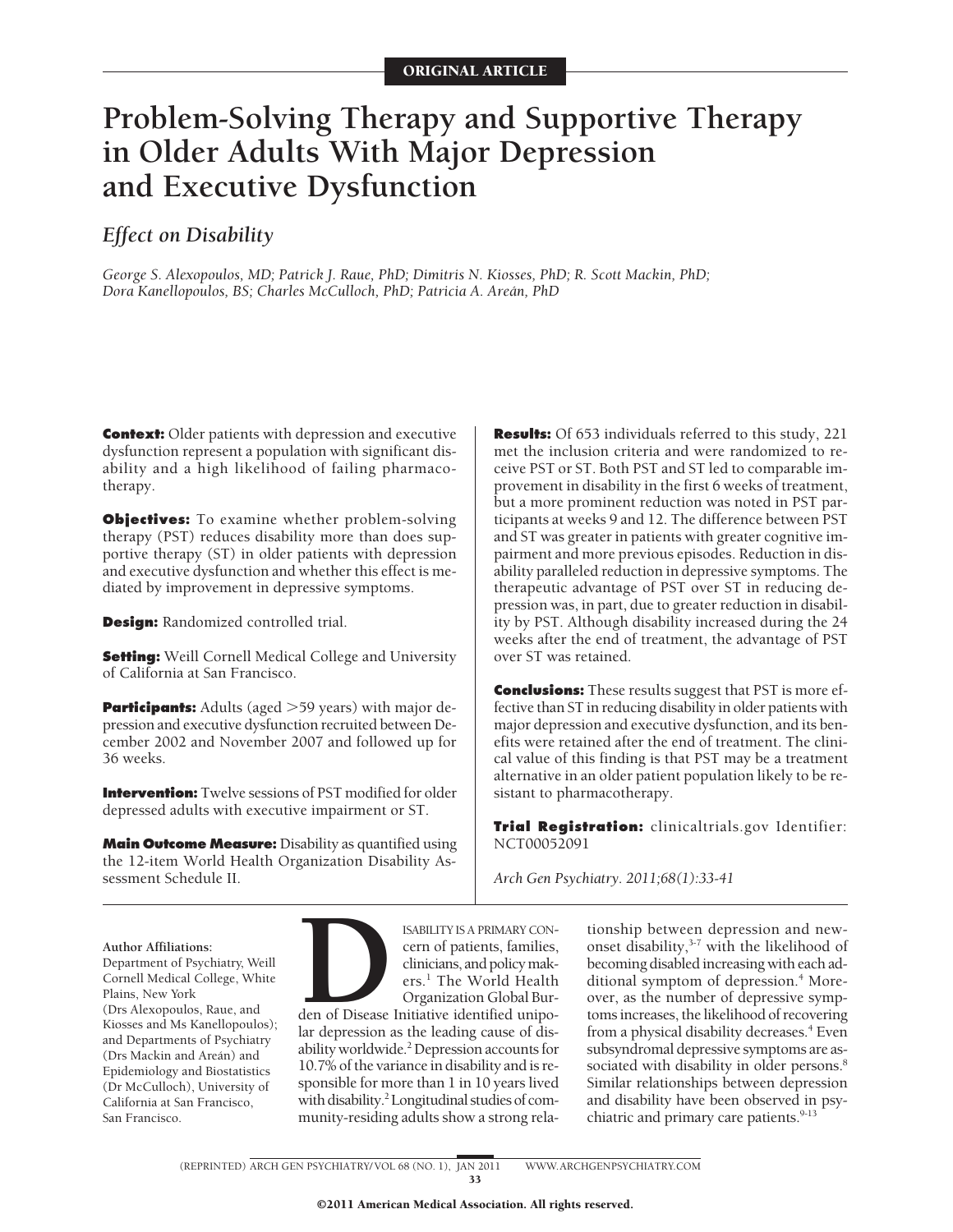ORIGINAL ARTICLE

# Problem-Solving Therapy and Supportive Therapy in Older Adults With Major Depression and Executive Dysfunction

## *Effect on Disability*

*George S. Alexopoulos, MD; Patrick J. Raue, PhD; Dimitris N. Kiosses, PhD; R. Scott Mackin, PhD; Dora Kanellopoulos, BS; Charles McCulloch, PhD; Patricia A. Areán, PhD*

**Context:** Older patients with depression and executive dysfunction represent a population with significant disability and a high likelihood of failing pharmacotherapy.

**Objectives:** To examine whether problem-solving therapy (PST) reduces disability more than does supportive therapy (ST) in older patients with depression and executive dysfunction and whether this effect is mediated by improvement in depressive symptoms.

**Design:** Randomized controlled trial.

**Setting:** Weill Cornell Medical College and University of California at San Francisco.

**Participants:** Adults (aged >59 years) with major depression and executive dysfunction recruited between December 2002 and November 2007 and followed up for 36 weeks.

**Intervention:** Twelve sessions of PST modified for older depressed adults with executive impairment or ST.

**Main Outcome Measure:** Disability as quantified using the 12-item World Health Organization Disability Assessment Schedule II.

**Results:** Of 653 individuals referred to this study, 221 met the inclusion criteria and were randomized to receive PST or ST. Both PST and ST led to comparable improvement in disability in the first 6 weeks of treatment, but a more prominent reduction was noted in PST participants at weeks 9 and 12. The difference between PST and ST was greater in patients with greater cognitive impairment and more previous episodes. Reduction in disability paralleled reduction in depressive symptoms. The therapeutic advantage of PST over ST in reducing depression was, in part, due to greater reduction in disability by PST. Although disability increased during the 24 weeks after the end of treatment, the advantage of PST over ST was retained.

**Conclusions:** These results suggest that PST is more effective than ST in reducing disability in older patients with major depression and executive dysfunction, and its benefits were retained after the end of treatment. The clinical value of this finding is that PST may be a treatment alternative in an older patient population likely to be resistant to pharmacotherapy.

**Trial Registration:** clinicaltrials.gov Identifier: NCT00052091

*Arch Gen Psychiatry. 2011;68(1):33-41*

**Author Affiliations:** Department of Psychiatry, Weill Cornell Medical College, White Plains, New York (Drs Alexopoulos, Raue, and Kiosses and Ms Kanellopoulos); and Departments of Psychiatry (Drs Mackin and Areán) and Epidemiology and Biostatistics (Dr McCulloch), University of California at San Francisco, San Francisco.

DISABILITY IS A PRIMARY CONcern of patients, families, clinicians, and policymakers.[1] The World Health Organization Global Burden of Disease Initiative identified unipolar depression as the leading cause of disability worldwide.[2] Depression accounts for 10.7% of the variance in disability and is responsible for more than 1 in 10 years lived with disability.[2] Longitudinal studies of community-residing adults show a strong relationship between depression and new-onset disability,[3-7] with the likelihood of becoming disabled increasing with each additional symptom of depression.[4] Moreover, as the number of depressive symptoms increases, the likelihood of recovering from a physical disability decreases.[4] Even subsyndromal depressive symptoms are associated with disability in older persons.[8] Similar relationships between depression and disability have been observed in psychiatric and primary care patients.[9-13]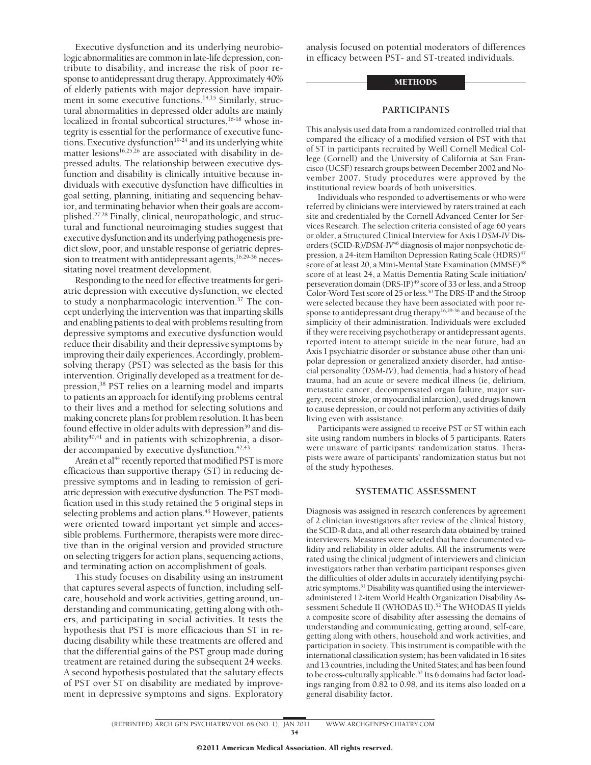Executive dysfunction and its underlying neurobiologic abnormalities are common in late-life depression, contribute to disability, and increase the risk of poor response to antidepressant drug therapy. Approximately 40% of elderly patients with major depression have impairment in some executive functions.[14,15] Similarly, structural abnormalities in depressed older adults are mainly localized in frontal subcortical structures,[16-18] whose integrity is essential for the performance of executive functions. Executive dysfunction[19-24] and its underlying white matter lesions[16,25,26] are associated with disability in depressed adults. The relationship between executive dysfunction and disability is clinically intuitive because individuals with executive dysfunction have difficulties in goal setting, planning, initiating and sequencing behavior, and terminating behavior when their goals are accomplished.[27,28] Finally, clinical, neuropathologic, and structural and functional neuroimaging studies suggest that executive dysfunction and its underlying pathogenesis predict slow, poor, and unstable response of geriatric depression to treatment with antidepressant agents,[16,29-36] necessitating novel treatment development.

Responding to the need for effective treatments for geriatric depression with executive dysfunction, we elected to study a nonpharmacologic intervention.[37] The concept underlying the intervention was that imparting skills and enabling patients to deal with problems resulting from depressive symptoms and executive dysfunction would reduce their disability and their depressive symptoms by improving their daily experiences. Accordingly, problem-solving therapy (PST) was selected as the basis for this intervention. Originally developed as a treatment for depression,[38] PST relies on a learning model and imparts to patients an approach for identifying problems central to their lives and a method for selecting solutions and making concrete plans for problem resolution. It has been found effective in older adults with depression[39] and disability[40,41] and in patients with schizophrenia, a disorder accompanied by executive dysfunction.[42,43]

Areán et al[44] recently reported that modified PST is more efficacious than supportive therapy (ST) in reducing depressive symptoms and in leading to remission of geriatric depression with executive dysfunction. The PST modification used in this study retained the 5 original steps in selecting problems and action plans.[45] However, patients were oriented toward important yet simple and accessible problems. Furthermore, therapists were more directive than in the original version and provided structure on selecting triggers for action plans, sequencing actions, and terminating action on accomplishment of goals.

This study focuses on disability using an instrument that captures several aspects of function, including self-care, household and work activities, getting around, understanding and communicating, getting along with others, and participating in social activities. It tests the hypothesis that PST is more efficacious than ST in reducing disability while these treatments are offered and that the differential gains of the PST group made during treatment are retained during the subsequent 24 weeks. A second hypothesis postulated that the salutary effects of PST over ST on disability are mediated by improvement in depressive symptoms and signs. Exploratory analysis focused on potential moderators of differences in efficacy between PST- and ST-treated individuals.

## METHODS

### PARTICIPANTS

This analysis used data from a randomized controlled trial that compared the efficacy of a modified version of PST with that of ST in participants recruited by Weill Cornell Medical College (Cornell) and the University of California at San Francisco (UCSF) research groups between December 2002 and November 2007. Study procedures were approved by the institutional review boards of both universities.

Individuals who responded to advertisements or who were referred by clinicians were interviewed by raters trained at each site and credentialed by the Cornell Advanced Center for Services Research. The selection criteria consisted of age 60 years or older, a Structured Clinical Interview for Axis I *DSM-IV* Disorders (SCID-R)/*DSM-IV*[46] diagnosis of major nonpsychotic depression, a 24-item Hamilton Depression Rating Scale (HDRS)[47] score of at least 20, a Mini-Mental State Examination (MMSE)[48] score of at least 24, a Mattis Dementia Rating Scale initiation/perseveration domain (DRS-IP)[49] score of 33 or less, and a Stroop Color-Word Test score of 25 or less.[50] The DRS-IP and the Stroop were selected because they have been associated with poor response to antidepressant drug therapy[16,29-36] and because of the simplicity of their administration. Individuals were excluded if they were receiving psychotherapy or antidepressant agents, reported intent to attempt suicide in the near future, had an Axis I psychiatric disorder or substance abuse other than unipolar depression or generalized anxiety disorder, had antisocial personality (*DSM-IV*), had dementia, had a history of head trauma, had an acute or severe medical illness (ie, delirium, metastatic cancer, decompensated organ failure, major surgery, recent stroke, or myocardial infarction), used drugs known to cause depression, or could not perform any activities of daily living even with assistance.

Participants were assigned to receive PST or ST within each site using random numbers in blocks of 5 participants. Raters were unaware of participants' randomization status. Therapists were aware of participants' randomization status but not of the study hypotheses.

### SYSTEMATIC ASSESSMENT

Diagnosis was assigned in research conferences by agreement of 2 clinician investigators after review of the clinical history, the SCID-R data, and all other research data obtained by trained interviewers. Measures were selected that have documented validity and reliability in older adults. All the instruments were rated using the clinical judgment of interviewers and clinician investigators rather than verbatim participant responses given the difficulties of older adults in accurately identifying psychiatric symptoms.[51] Disability was quantified using the interviewer-administered 12-item World Health Organization Disability Assessment Schedule II (WHODAS II).[52] The WHODAS II yields a composite score of disability after assessing the domains of understanding and communicating, getting around, self-care, getting along with others, household and work activities, and participation in society. This instrument is compatible with the international classification system; has been validated in 16 sites and 13 countries, including the United States; and has been found to be cross-culturally applicable.[52] Its 6 domains had factor loadings ranging from 0.82 to 0.98, and its items also loaded on a general disability factor.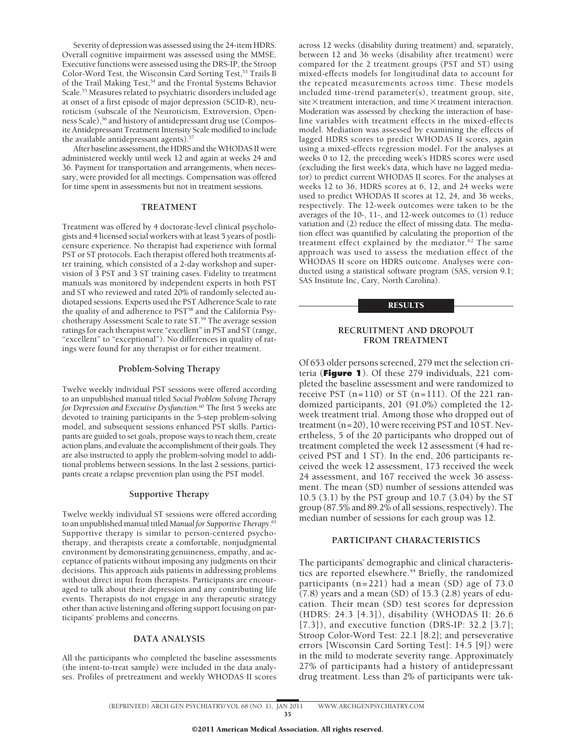Severity of depression was assessed using the 24-item HDRS. Overall cognitive impairment was assessed using the MMSE. Executive functions were assessed using the DRS-IP, the Stroop Color-Word Test, the Wisconsin Card Sorting Test,[53] Trails B of the Trail Making Test,[54] and the Frontal Systems Behavior Scale.[55] Measures related to psychiatric disorders included age at onset of a first episode of major depression (SCID-R), neuroticism (subscale of the Neuroticism, Extroversion, Openness Scale),[56] and history of antidepressant drug use (Composite Antidepressant Treatment Intensity Scale modified to include the available antidepressant agents).[57]

After baseline assessment, the HDRS and the WHODAS II were administered weekly until week 12 and again at weeks 24 and 36. Payment for transportation and arrangements, when necessary, were provided for all meetings. Compensation was offered for time spent in assessments but not in treatment sessions.

## TREATMENT

Treatment was offered by 4 doctorate-level clinical psychologists and 4 licensed social workers with at least 5 years of postlicensure experience. No therapist had experience with formal PST or ST protocols. Each therapist offered both treatments after training, which consisted of a 2-day workshop and supervision of 3 PST and 3 ST training cases. Fidelity to treatment manuals was monitored by independent experts in both PST and ST who reviewed and rated 20% of randomly selected audiotaped sessions. Experts used the PST Adherence Scale to rate the quality of and adherence to PST[58] and the California Psychotherapy Assessment Scale to rate ST.[59] The average session ratings for each therapist were "excellent" in PST and ST (range, "excellent" to "exceptional"). No differences in quality of ratings were found for any therapist or for either treatment.

### Problem-Solving Therapy

Twelve weekly individual PST sessions were offered according to an unpublished manual titled *Social Problem Solving Therapy for Depression and Executive Dysfunction*.[60] The first 5 weeks are devoted to training participants in the 5-step problem-solving model, and subsequent sessions enhanced PST skills. Participants are guided to set goals, propose ways to reach them, create action plans, and evaluate the accomplishment of their goals. They are also instructed to apply the problem-solving model to additional problems between sessions. In the last 2 sessions, participants create a relapse prevention plan using the PST model.

### Supportive Therapy

Twelve weekly individual ST sessions were offered according to an unpublished manual titled *Manual for Supportive Therapy*.[61] Supportive therapy is similar to person-centered psychotherapy, and therapists create a comfortable, nonjudgmental environment by demonstrating genuineness, empathy, and acceptance of patients without imposing any judgments on their decisions. This approach aids patients in addressing problems without direct input from therapists. Participants are encouraged to talk about their depression and any contributing life events. Therapists do not engage in any therapeutic strategy other than active listening and offering support focusing on participants' problems and concerns.

## DATA ANALYSIS

All the participants who completed the baseline assessments (the intent-to-treat sample) were included in the data analyses. Profiles of pretreatment and weekly WHODAS II scores across 12 weeks (disability during treatment) and, separately, between 12 and 36 weeks (disability after treatment) were compared for the 2 treatment groups (PST and ST) using mixed-effects models for longitudinal data to account for the repeated measurements across time. These models included time-trend parameter(s), treatment group, site, site × treatment interaction, and time × treatment interaction. Moderation was assessed by checking the interaction of baseline variables with treatment effects in the mixed-effects model. Mediation was assessed by examining the effects of lagged HDRS scores to predict WHODAS II scores, again using a mixed-effects regression model. For the analyses at weeks 0 to 12, the preceding week's HDRS scores were used (excluding the first week's data, which have no lagged mediator) to predict current WHODAS II scores. For the analyses at weeks 12 to 36, HDRS scores at 6, 12, and 24 weeks were used to predict WHODAS II scores at 12, 24, and 36 weeks, respectively. The 12-week outcomes were taken to be the averages of the 10-, 11-, and 12-week outcomes to (1) reduce variation and (2) reduce the effect of missing data. The mediation effect was quantified by calculating the proportion of the treatment effect explained by the mediator.[62] The same approach was used to assess the mediation effect of the WHODAS II score on HDRS outcome. Analyses were conducted using a statistical software program (SAS, version 9.1; SAS Institute Inc, Cary, North Carolina).

# RESULTS

## RECRUITMENT AND DROPOUT FROM TREATMENT

Of 653 older persons screened, 279 met the selection criteria (**Figure 1**). Of these 279 individuals, 221 completed the baseline assessment and were randomized to receive PST (n=110) or ST (n=111). Of the 221 randomized participants, 201 (91.0%) completed the 12-week treatment trial. Among those who dropped out of treatment (n=20), 10 were receiving PST and 10 ST. Nevertheless, 5 of the 20 participants who dropped out of treatment completed the week 12 assessment (4 had received PST and 1 ST). In the end, 206 participants received the week 12 assessment, 173 received the week 24 assessment, and 167 received the week 36 assessment. The mean (SD) number of sessions attended was 10.5 (3.1) by the PST group and 10.7 (3.04) by the ST group (87.5% and 89.2% of all sessions, respectively). The median number of sessions for each group was 12.

## PARTICIPANT CHARACTERISTICS

The participants' demographic and clinical characteristics are reported elsewhere.[44] Briefly, the randomized participants (n=221) had a mean (SD) age of 73.0 (7.8) years and a mean (SD) of 15.3 (2.8) years of education. Their mean (SD) test scores for depression (HDRS: 24.3 [4.3]), disability (WHODAS II: 26.6 [7.3]), and executive function (DRS-IP: 32.2 [3.7]; Stroop Color-Word Test: 22.1 [8.2]; and perseverative errors [Wisconsin Card Sorting Test]: 14.5 [9]) were in the mild to moderate severity range. Approximately 27% of participants had a history of antidepressant drug treatment. Less than 2% of participants were tak-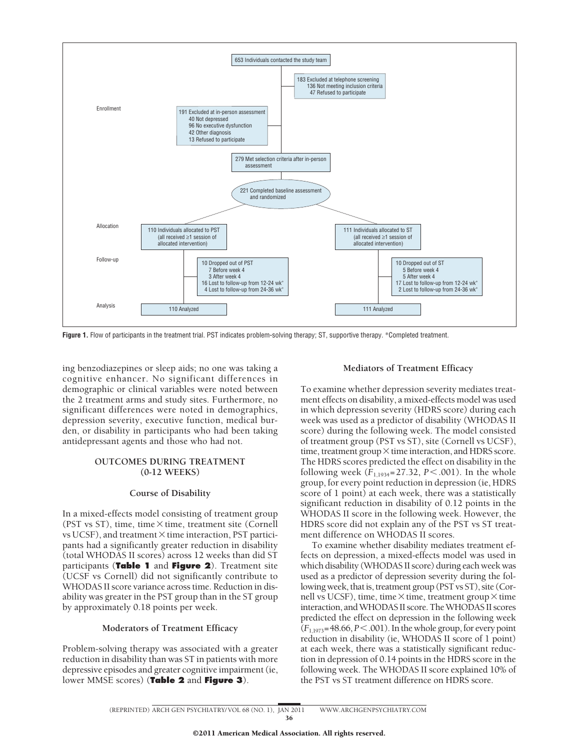Enrollment

653 Individuals contacted the study team

183 Excluded at telephone screening
- 136 Not meeting inclusion criteria
- 47 Refused to participate

191 Excluded at in-person assessment
- 40 Not depressed
- 96 No executive dysfunction
- 42 Other diagnosis
- 13 Refused to participate

279 Met selection criteria after in-person assessment

221 Completed baseline assessment and randomized

Allocation

110 Individuals allocated to PST (all received ≥1 session of allocated intervention)

111 Individuals allocated to ST (all received ≥1 session of allocated intervention)

Follow-up

10 Dropped out of PST
- 7 Before week 4
- 3 After week 4

16 Lost to follow-up from 12-24 wk*
4 Lost to follow-up from 24-36 wk*

10 Dropped out of ST
- 5 Before week 4
- 5 After week 4

17 Lost to follow-up from 12-24 wk*
2 Lost to follow-up from 24-36 wk*

Analysis

110 Analyzed

111 Analyzed

**Figure 1.** Flow of participants in the treatment trial. PST indicates problem-solving therapy; ST, supportive therapy. *Completed treatment.

ing benzodiazepines or sleep aids; no one was taking a cognitive enhancer. No significant differences in demographic or clinical variables were noted between the 2 treatment arms and study sites. Furthermore, no significant differences were noted in demographics, depression severity, executive function, medical burden, or disability in participants who had been taking antidepressant agents and those who had not.

## OUTCOMES DURING TREATMENT (0-12 WEEKS)

### Course of Disability

In a mixed-effects model consisting of treatment group (PST vs ST), time, time × time, treatment site (Cornell vs UCSF), and treatment × time interaction, PST participants had a significantly greater reduction in disability (total WHODAS II scores) across 12 weeks than did ST participants (**Table 1** and **Figure 2**). Treatment site (UCSF vs Cornell) did not significantly contribute to WHODAS II score variance across time. Reduction in disability was greater in the PST group than in the ST group by approximately 0.18 points per week.

### Moderators of Treatment Efficacy

Problem-solving therapy was associated with a greater reduction in disability than was ST in patients with more depressive episodes and greater cognitive impairment (ie, lower MMSE scores) (**Table 2** and **Figure 3**).

### Mediators of Treatment Efficacy

To examine whether depression severity mediates treatment effects on disability, a mixed-effects model was used in which depression severity (HDRS score) during each week was used as a predictor of disability (WHODAS II score) during the following week. The model consisted of treatment group (PST vs ST), site (Cornell vs UCSF), time, treatment group × time interaction, and HDRS score. The HDRS scores predicted the effect on disability in the following week ($F_{1,1934}$=27.32, $P<.001$). In the whole group, for every point reduction in depression (ie, HDRS score of 1 point) at each week, there was a statistically significant reduction in disability of 0.12 points in the WHODAS II score in the following week. However, the HDRS score did not explain any of the PST vs ST treatment difference on WHODAS II scores.

To examine whether disability mediates treatment effects on depression, a mixed-effects model was used in which disability (WHODAS II score) during each week was used as a predictor of depression severity during the following week, that is, treatment group (PST vs ST), site (Cornell vs UCSF), time, time × time, treatment group × time interaction, and WHODAS II score. The WHODAS II scores predicted the effect on depression in the following week ($F_{1,1973}$=48.66, $P<.001$). In the whole group, for every point reduction in disability (ie, WHODAS II score of 1 point) at each week, there was a statistically significant reduction in depression of 0.14 points in the HDRS score in the following week. The WHODAS II score explained 10% of the PST vs ST treatment difference on HDRS score.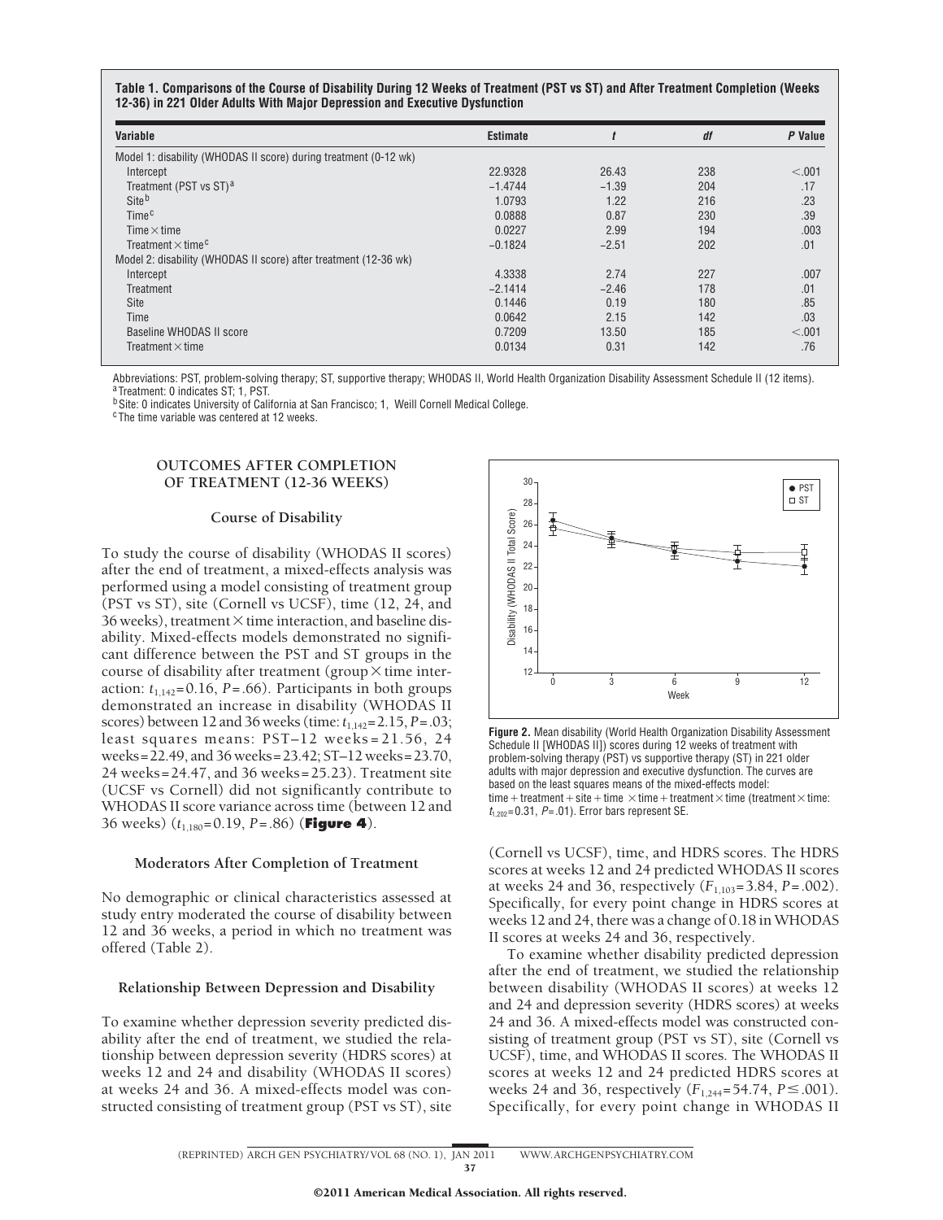**Table 1. Comparisons of the Course of Disability During 12 Weeks of Treatment (PST vs ST) and After Treatment Completion (Weeks 12-36) in 221 Older Adults With Major Depression and Executive Dysfunction**

| Variable | Estimate | *t* | *df* | *P* Value |
|---|---|---|---|---|
| Model 1: disability (WHODAS II score) during treatment (0-12 wk) | | | | |
| Intercept | 22.9328 | 26.43 | 238 | <.001 |
| Treatment (PST vs ST)[a] | −1.4744 | −1.39 | 204 | .17 |
| Site[b] | 1.0793 | 1.22 | 216 | .23 |
| Time[c] | 0.0888 | 0.87 | 230 | .39 |
| Time × time | 0.0227 | 2.99 | 194 | .003 |
| Treatment × time[c] | −0.1824 | −2.51 | 202 | .01 |
| Model 2: disability (WHODAS II score) after treatment (12-36 wk) | | | | |
| Intercept | 4.3338 | 2.74 | 227 | .007 |
| Treatment | −2.1414 | −2.46 | 178 | .01 |
| Site | 0.1446 | 0.19 | 180 | .85 |
| Time | 0.0642 | 2.15 | 142 | .03 |
| Baseline WHODAS II score | 0.7209 | 13.50 | 185 | <.001 |
| Treatment × time | 0.0134 | 0.31 | 142 | .76 |

Abbreviations: PST, problem-solving therapy; ST, supportive therapy; WHODAS II, World Health Organization Disability Assessment Schedule II (12 items).
[a] Treatment: 0 indicates ST; 1, PST.
[b] Site: 0 indicates University of California at San Francisco; 1, Weill Cornell Medical College.
[c] The time variable was centered at 12 weeks.

## OUTCOMES AFTER COMPLETION OF TREATMENT (12-36 WEEKS)

### Course of Disability

To study the course of disability (WHODAS II scores) after the end of treatment, a mixed-effects analysis was performed using a model consisting of treatment group (PST vs ST), site (Cornell vs UCSF), time (12, 24, and 36 weeks), treatment × time interaction, and baseline disability. Mixed-effects models demonstrated no significant difference between the PST and ST groups in the course of disability after treatment (group × time interaction: $t_{1,142}$=0.16, $P$=.66). Participants in both groups demonstrated an increase in disability (WHODAS II scores) between 12 and 36 weeks (time: $t_{1,142}$=2.15, $P$=.03; least squares means: PST–12 weeks = 21.56, 24 weeks = 22.49, and 36 weeks = 23.42; ST–12 weeks = 23.70, 24 weeks = 24.47, and 36 weeks = 25.23). Treatment site (UCSF vs Cornell) did not significantly contribute to WHODAS II score variance across time (between 12 and 36 weeks) ($t_{1,180}$=0.19, $P$=.86) (**Figure 4**).

### Moderators After Completion of Treatment

No demographic or clinical characteristics assessed at study entry moderated the course of disability between 12 and 36 weeks, a period in which no treatment was offered (Table 2).

### Relationship Between Depression and Disability

To examine whether depression severity predicted disability after the end of treatment, we studied the relationship between depression severity (HDRS scores) at weeks 12 and 24 and disability (WHODAS II scores) at weeks 24 and 36. A mixed-effects model was constructed consisting of treatment group (PST vs ST), site (Cornell vs UCSF), time, and HDRS scores. The HDRS scores at weeks 12 and 24 predicted WHODAS II scores at weeks 24 and 36, respectively ($F_{1,103}$=3.84, $P$=.002). Specifically, for every point change in HDRS scores at weeks 12 and 24, there was a change of 0.18 in WHODAS II scores at weeks 24 and 36, respectively.

**Figure 2.** Mean disability (World Health Organization Disability Assessment Schedule II [WHODAS II]) scores during 12 weeks of treatment with problem-solving therapy (PST) vs supportive therapy (ST) in 221 older adults with major depression and executive dysfunction. The curves are based on the least squares means of the mixed-effects model: time + treatment + site + time × time + treatment × time (treatment × time: $t_{1,202}$=0.31, $P$=.01). Error bars represent SE.

To examine whether disability predicted depression after the end of treatment, we studied the relationship between disability (WHODAS II scores) at weeks 12 and 24 and depression severity (HDRS scores) at weeks 24 and 36. A mixed-effects model was constructed consisting of treatment group (PST vs ST), site (Cornell vs UCSF), time, and WHODAS II scores. The WHODAS II scores at weeks 12 and 24 predicted HDRS scores at weeks 24 and 36, respectively ($F_{1,244}$=54.74, $P \leq$.001). Specifically, for every point change in WHODAS II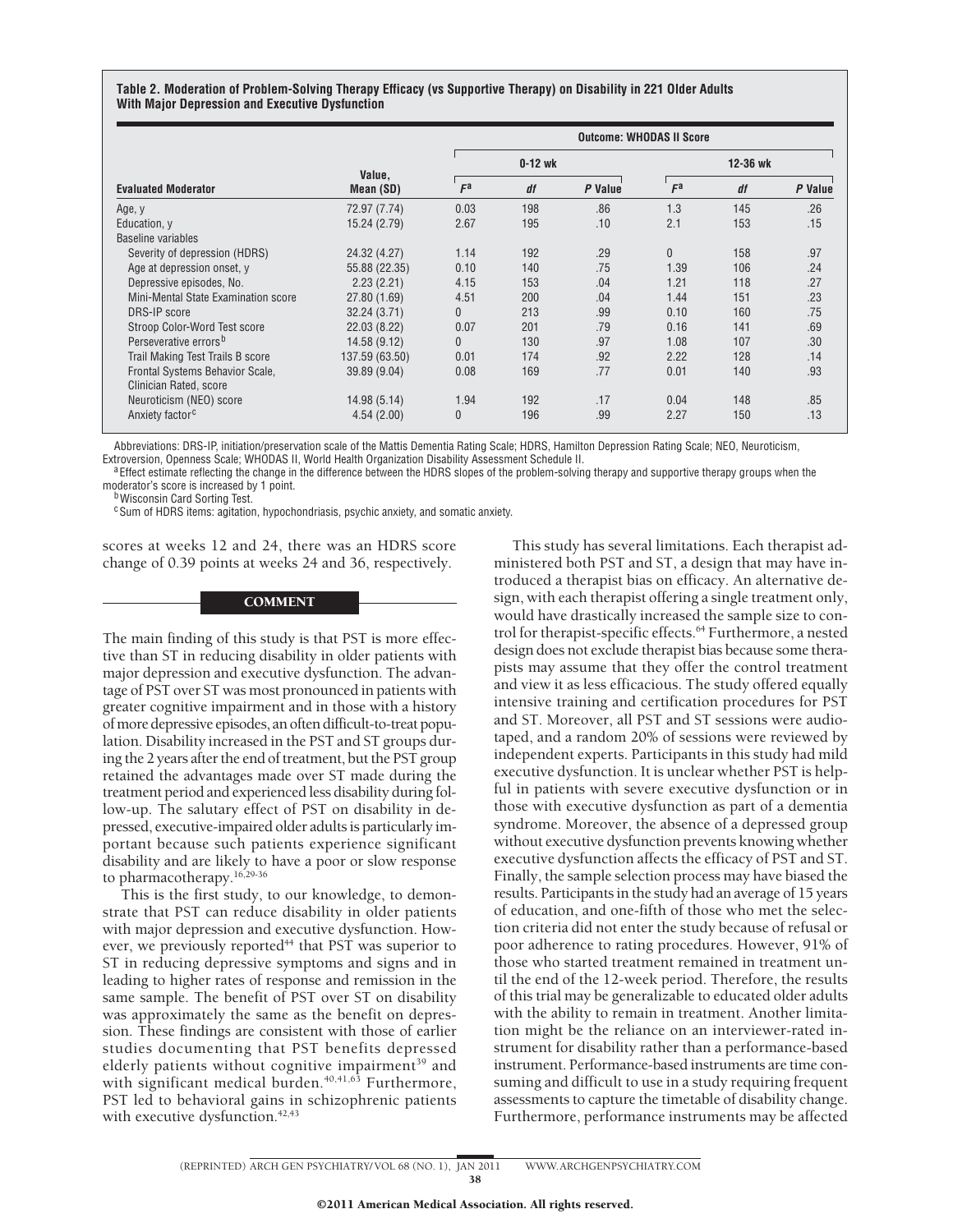**Table 2. Moderation of Problem-Solving Therapy Efficacy (vs Supportive Therapy) on Disability in 221 Older Adults With Major Depression and Executive Dysfunction**

| | | Outcome: WHODAS II Score | | | | | |
|---|---|---|---|---|---|---|---|
| | | 0-12 wk | | | 12-36 wk | | |
| Evaluated Moderator | Value, Mean (SD) | $F^a$ | *df* | *P* Value | $F^a$ | *df* | *P* Value |
| Age, y | 72.97 (7.74) | 0.03 | 198 | .86 | 1.3 | 145 | .26 |
| Education, y | 15.24 (2.79) | 2.67 | 195 | .10 | 2.1 | 153 | .15 |
| Baseline variables | | | | | | | |
| Severity of depression (HDRS) | 24.32 (4.27) | 1.14 | 192 | .29 | 0 | 158 | .97 |
| Age at depression onset, y | 55.88 (22.35) | 0.10 | 140 | .75 | 1.39 | 106 | .24 |
| Depressive episodes, No. | 2.23 (2.21) | 4.15 | 153 | .04 | 1.21 | 118 | .27 |
| Mini-Mental State Examination score | 27.80 (1.69) | 4.51 | 200 | .04 | 1.44 | 151 | .23 |
| DRS-IP score | 32.24 (3.71) | 0 | 213 | .99 | 0.10 | 160 | .75 |
| Stroop Color-Word Test score | 22.03 (8.22) | 0.07 | 201 | .79 | 0.16 | 141 | .69 |
| Perseverative errors[b] | 14.58 (9.12) | 0 | 130 | .97 | 1.08 | 107 | .30 |
| Trail Making Test Trails B score | 137.59 (63.50) | 0.01 | 174 | .92 | 2.22 | 128 | .14 |
| Frontal Systems Behavior Scale, Clinician Rated, score | 39.89 (9.04) | 0.08 | 169 | .77 | 0.01 | 140 | .93 |
| Neuroticism (NEO) score | 14.98 (5.14) | 1.94 | 192 | .17 | 0.04 | 148 | .85 |
| Anxiety factor[c] | 4.54 (2.00) | 0 | 196 | .99 | 2.27 | 150 | .13 |

Abbreviations: DRS-IP, initiation/preservation scale of the Mattis Dementia Rating Scale; HDRS, Hamilton Depression Rating Scale; NEO, Neuroticism, Extroversion, Openness Scale; WHODAS II, World Health Organization Disability Assessment Schedule II.

[a] Effect estimate reflecting the change in the difference between the HDRS slopes of the problem-solving therapy and supportive therapy groups when the moderator's score is increased by 1 point.

[b] Wisconsin Card Sorting Test.

[c] Sum of HDRS items: agitation, hypochondriasis, psychic anxiety, and somatic anxiety.

scores at weeks 12 and 24, there was an HDRS score change of 0.39 points at weeks 24 and 36, respectively.

## COMMENT

The main finding of this study is that PST is more effective than ST in reducing disability in older patients with major depression and executive dysfunction. The advantage of PST over ST was most pronounced in patients with greater cognitive impairment and in those with a history of more depressive episodes, an often difficult-to-treat population. Disability increased in the PST and ST groups during the 2 years after the end of treatment, but the PST group retained the advantages made over ST made during the treatment period and experienced less disability during follow-up. The salutary effect of PST on disability in depressed, executive-impaired older adults is particularly important because such patients experience significant disability and are likely to have a poor or slow response to pharmacotherapy.[16,29-36]

This is the first study, to our knowledge, to demonstrate that PST can reduce disability in older patients with major depression and executive dysfunction. However, we previously reported[44] that PST was superior to ST in reducing depressive symptoms and signs and in leading to higher rates of response and remission in the same sample. The benefit of PST over ST on disability was approximately the same as the benefit on depression. These findings are consistent with those of earlier studies documenting that PST benefits depressed elderly patients without cognitive impairment[39] and with significant medical burden.[40,41,63] Furthermore, PST led to behavioral gains in schizophrenic patients with executive dysfunction.[42,43]

This study has several limitations. Each therapist administered both PST and ST, a design that may have introduced a therapist bias on efficacy. An alternative design, with each therapist offering a single treatment only, would have drastically increased the sample size to control for therapist-specific effects.[64] Furthermore, a nested design does not exclude therapist bias because some therapists may assume that they offer the control treatment and view it as less efficacious. The study offered equally intensive training and certification procedures for PST and ST. Moreover, all PST and ST sessions were audiotaped, and a random 20% of sessions were reviewed by independent experts. Participants in this study had mild executive dysfunction. It is unclear whether PST is helpful in patients with severe executive dysfunction or in those with executive dysfunction as part of a dementia syndrome. Moreover, the absence of a depressed group without executive dysfunction prevents knowing whether executive dysfunction affects the efficacy of PST and ST. Finally, the sample selection process may have biased the results. Participants in the study had an average of 15 years of education, and one-fifth of those who met the selection criteria did not enter the study because of refusal or poor adherence to rating procedures. However, 91% of those who started treatment remained in treatment until the end of the 12-week period. Therefore, the results of this trial may be generalizable to educated older adults with the ability to remain in treatment. Another limitation might be the reliance on an interviewer-rated instrument for disability rather than a performance-based instrument. Performance-based instruments are time consuming and difficult to use in a study requiring frequent assessments to capture the timetable of disability change. Furthermore, performance instruments may be affected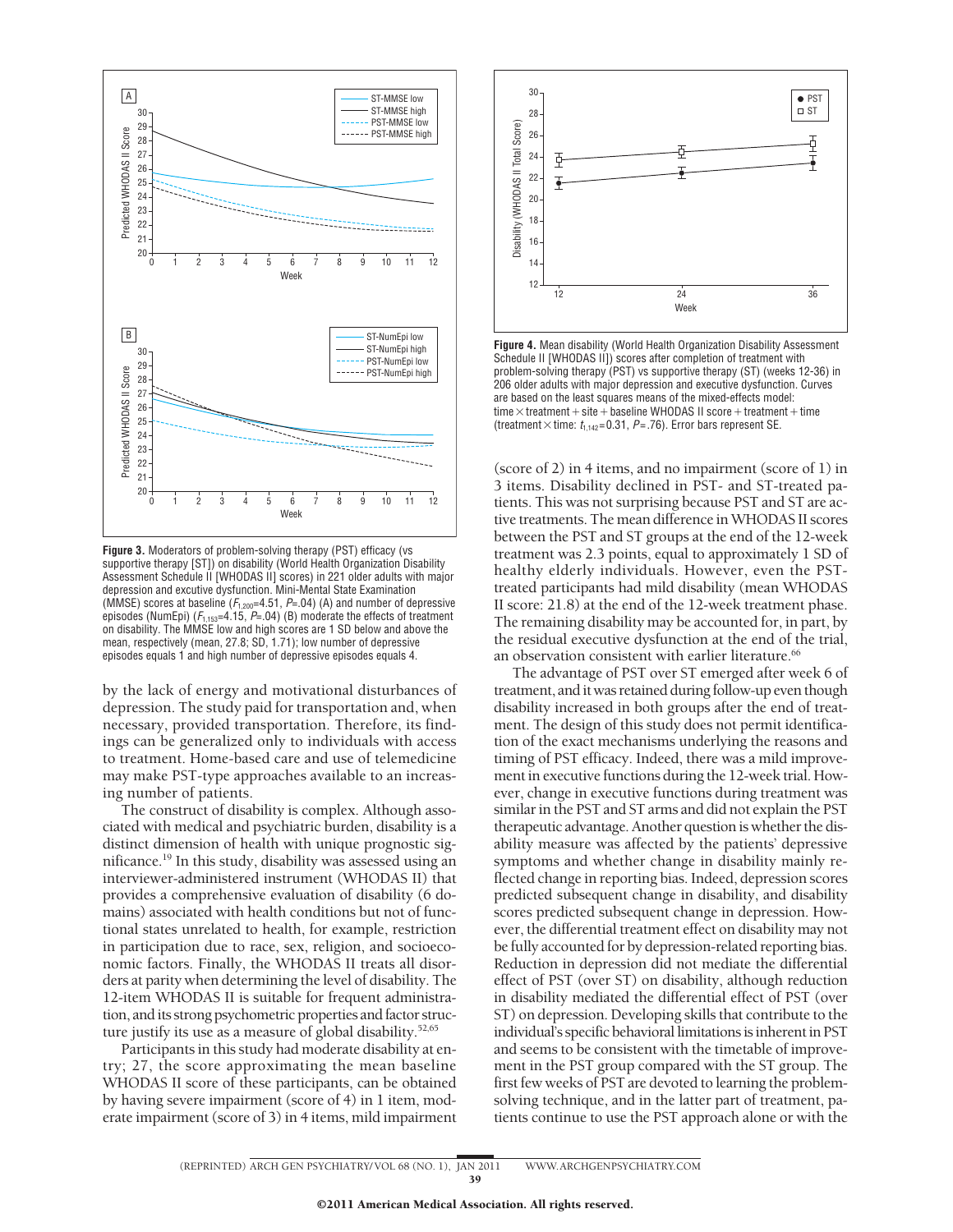**Figure 3.** Moderators of problem-solving therapy (PST) efficacy (vs supportive therapy [ST]) on disability (World Health Organization Disability Assessment Schedule II [WHODAS II] scores) in 221 older adults with major depression and excutive dysfunction. Mini-Mental State Examination (MMSE) scores at baseline ($F_{1,200}$=4.51, $P$=.04) (A) and number of depressive episodes (NumEpi) ($F_{1,153}$=4.15, $P$=.04) (B) moderate the effects of treatment on disability. The MMSE low and high scores are 1 SD below and above the mean, respectively (mean, 27.8; SD, 1.71); low number of depressive episodes equals 1 and high number of depressive episodes equals 4.

**Figure 4.** Mean disability (World Health Organization Disability Assessment Schedule II [WHODAS II]) scores after completion of treatment with problem-solving therapy (PST) vs supportive therapy (ST) (weeks 12-36) in 206 older adults with major depression and executive dysfunction. Curves are based on the least squares means of the mixed-effects model: time × treatment + site + baseline WHODAS II score + treatment + time (treatment × time: $t_{1,142}$=0.31, $P$=.76). Error bars represent SE.

by the lack of energy and motivational disturbances of depression. The study paid for transportation and, when necessary, provided transportation. Therefore, its findings can be generalized only to individuals with access to treatment. Home-based care and use of telemedicine may make PST-type approaches available to an increasing number of patients.

The construct of disability is complex. Although associated with medical and psychiatric burden, disability is a distinct dimension of health with unique prognostic significance.[19] In this study, disability was assessed using an interviewer-administered instrument (WHODAS II) that provides a comprehensive evaluation of disability (6 domains) associated with health conditions but not of functional states unrelated to health, for example, restriction in participation due to race, sex, religion, and socioeconomic factors. Finally, the WHODAS II treats all disorders at parity when determining the level of disability. The 12-item WHODAS II is suitable for frequent administration, and its strong psychometric properties and factor structure justify its use as a measure of global disability.[52,65]

Participants in this study had moderate disability at entry; 27, the score approximating the mean baseline WHODAS II score of these participants, can be obtained by having severe impairment (score of 4) in 1 item, moderate impairment (score of 3) in 4 items, mild impairment (score of 2) in 4 items, and no impairment (score of 1) in 3 items. Disability declined in PST- and ST-treated patients. This was not surprising because PST and ST are active treatments. The mean difference in WHODAS II scores between the PST and ST groups at the end of the 12-week treatment was 2.3 points, equal to approximately 1 SD of healthy elderly individuals. However, even the PST-treated participants had mild disability (mean WHODAS II score: 21.8) at the end of the 12-week treatment phase. The remaining disability may be accounted for, in part, by the residual executive dysfunction at the end of the trial, an observation consistent with earlier literature.[66]

The advantage of PST over ST emerged after week 6 of treatment, and it was retained during follow-up even though disability increased in both groups after the end of treatment. The design of this study does not permit identification of the exact mechanisms underlying the reasons and timing of PST efficacy. Indeed, there was a mild improvement in executive functions during the 12-week trial. However, change in executive functions during treatment was similar in the PST and ST arms and did not explain the PST therapeutic advantage. Another question is whether the disability measure was affected by the patients' depressive symptoms and whether change in disability mainly reflected change in reporting bias. Indeed, depression scores predicted subsequent change in disability, and disability scores predicted subsequent change in depression. However, the differential treatment effect on disability may not be fully accounted for by depression-related reporting bias. Reduction in depression did not mediate the differential effect of PST (over ST) on disability, although reduction in disability mediated the differential effect of PST (over ST) on depression. Developing skills that contribute to the individual's specific behavioral limitations is inherent in PST and seems to be consistent with the timetable of improvement in the PST group compared with the ST group. The first few weeks of PST are devoted to learning the problem-solving technique, and in the latter part of treatment, patients continue to use the PST approach alone or with the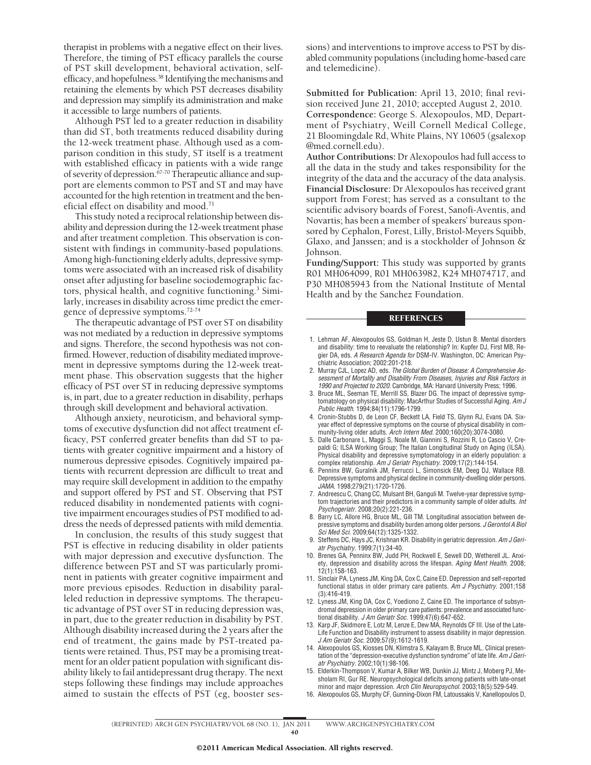therapist in problems with a negative effect on their lives. Therefore, the timing of PST efficacy parallels the course of PST skill development, behavioral activation, self-efficacy, and hopefulness.[38] Identifying the mechanisms and retaining the elements by which PST decreases disability and depression may simplify its administration and make it accessible to large numbers of patients.

Although PST led to a greater reduction in disability than did ST, both treatments reduced disability during the 12-week treatment phase. Although used as a comparison condition in this study, ST itself is a treatment with established efficacy in patients with a wide range of severity of depression.[67-70] Therapeutic alliance and support are elements common to PST and ST and may have accounted for the high retention in treatment and the beneficial effect on disability and mood.[71]

This study noted a reciprocal relationship between disability and depression during the 12-week treatment phase and after treatment completion. This observation is consistent with findings in community-based populations. Among high-functioning elderly adults, depressive symptoms were associated with an increased risk of disability onset after adjusting for baseline sociodemographic factors, physical health, and cognitive functioning.[3] Similarly, increases in disability across time predict the emergence of depressive symptoms.[72-74]

The therapeutic advantage of PST over ST on disability was not mediated by a reduction in depressive symptoms and signs. Therefore, the second hypothesis was not confirmed. However, reduction of disability mediated improvement in depressive symptoms during the 12-week treatment phase. This observation suggests that the higher efficacy of PST over ST in reducing depressive symptoms is, in part, due to a greater reduction in disability, perhaps through skill development and behavioral activation.

Although anxiety, neuroticism, and behavioral symptoms of executive dysfunction did not affect treatment efficacy, PST conferred greater benefits than did ST to patients with greater cognitive impairment and a history of numerous depressive episodes. Cognitively impaired patients with recurrent depression are difficult to treat and may require skill development in addition to the empathy and support offered by PST and ST. Observing that PST reduced disability in nondemented patients with cognitive impairment encourages studies of PST modified to address the needs of depressed patients with mild dementia.

In conclusion, the results of this study suggest that PST is effective in reducing disability in older patients with major depression and executive dysfunction. The difference between PST and ST was particularly prominent in patients with greater cognitive impairment and more previous episodes. Reduction in disability paralleled reduction in depressive symptoms. The therapeutic advantage of PST over ST in reducing depression was, in part, due to the greater reduction in disability by PST. Although disability increased during the 2 years after the end of treatment, the gains made by PST-treated patients were retained. Thus, PST may be a promising treatment for an older patient population with significant disability likely to fail antidepressant drug therapy. The next steps following these findings may include approaches aimed to sustain the effects of PST (eg, booster sessions) and interventions to improve access to PST by disabled community populations (including home-based care and telemedicine).

**Submitted for Publication:** April 13, 2010; final revision received June 21, 2010; accepted August 2, 2010.

**Correspondence:** George S. Alexopoulos, MD, Department of Psychiatry, Weill Cornell Medical College, 21 Bloomingdale Rd, White Plains, NY 10605 (gsalexop@med.cornell.edu).

**Author Contributions:** Dr Alexopoulos had full access to all the data in the study and takes responsibility for the integrity of the data and the accuracy of the data analysis.

**Financial Disclosure:** Dr Alexopoulos has received grant support from Forest; has served as a consultant to the scientific advisory boards of Forest, Sanofi-Aventis, and Novartis; has been a member of speakers' bureaus sponsored by Cephalon, Forest, Lilly, Bristol-Meyers Squibb, Glaxo, and Janssen; and is a stockholder of Johnson & Johnson.

**Funding/Support:** This study was supported by grants R01 MH064099, R01 MH063982, K24 MH074717, and P30 MH085943 from the National Institute of Mental Health and by the Sanchez Foundation.

## REFERENCES

1. Lehman AF, Alexopoulos GS, Goldman H, Jeste D, Ustun B. Mental disorders and disability: time to reevaluate the relationship? In: Kupfer DJ, First MB, Regier DA, eds. *A Research Agenda for* DSM-IV. Washington, DC: American Psychiatric Association; 2002:201-218.
2. Murray CJL, Lopez AD, eds. *The Global Burden of Disease: A Comprehensive Assessment of Mortality and Disability From Diseases, Injuries and Risk Factors in 1990 and Projected to 2020*. Cambridge, MA: Harvard University Press; 1996.
3. Bruce ML, Seeman TE, Merrill SS, Blazer DG. The impact of depressive symptomatology on physical disability: MacArthur Studies of Successful Aging. *Am J Public Health*. 1994;84(11):1796-1799.
4. Cronin-Stubbs D, de Leon CF, Beckett LA, Field TS, Glynn RJ, Evans DA. Six-year effect of depressive symptoms on the course of physical disability in community-living older adults. *Arch Intern Med*. 2000;160(20):3074-3080.
5. Dalle Carbonare L, Maggi S, Noale M, Giannini S, Rozzini R, Lo Cascio V, Crepaldi G; ILSA Working Group; The Italian Longitudinal Study on Aging (ILSA). Physical disability and depressive symptomatology in an elderly population: a complex relationship. *Am J Geriatr Psychiatry*. 2009;17(2):144-154.
6. Penninx BW, Guralnik JM, Ferrucci L, Simonsick EM, Deeg DJ, Wallace RB. Depressive symptoms and physical decline in community-dwelling older persons. *JAMA*. 1998;279(21):1720-1726.
7. Andreescu C, Chang CC, Mulsant BH, Ganguli M. Twelve-year depressive symptom trajectories and their predictors in a community sample of older adults. *Int Psychogeriatr*. 2008;20(2):221-236.
8. Barry LC, Allore HG, Bruce ML, Gill TM. Longitudinal association between depressive symptoms and disability burden among older persons. *J Gerontol A Biol Sci Med Sci*. 2009;64(12):1325-1332.
9. Steffens DC, Hays JC, Krishnan KR. Disability in geriatric depression. *Am J Geriatr Psychiatry*. 1999;7(1):34-40.
10. Brenes GA, Penninx BW, Judd PH, Rockwell E, Sewell DD, Wetherell JL. Anxiety, depression and disability across the lifespan. *Aging Ment Health*. 2008;12(1):158-163.
11. Sinclair PA, Lyness JM, King DA, Cox C, Caine ED. Depression and self-reported functional status in older primary care patients. *Am J Psychiatry*. 2001;158(3):416-419.
12. Lyness JM, King DA, Cox C, Yoediono Z, Caine ED. The importance of subsyndromal depression in older primary care patients: prevalence and associated functional disability. *J Am Geriatr Soc*. 1999;47(6):647-652.
13. Karp JF, Skidmore E, Lotz M, Lenze E, Dew MA, Reynolds CF III. Use of the Late-Life Function and Disability instrument to assess disability in major depression. *J Am Geriatr Soc*. 2009;57(9):1612-1619.
14. Alexopoulos GS, Kiosses DN, Klimstra S, Kalayam B, Bruce ML. Clinical presentation of the "depression-executive dysfunction syndrome" of late life. *Am J Geriatr Psychiatry*. 2002;10(1):98-106.
15. Elderkin-Thompson V, Kumar A, Bilker WB, Dunkin JJ, Mintz J, Moberg PJ, Mesholam RI, Gur RE. Neuropsychological deficits among patients with late-onset minor and major depression. *Arch Clin Neuropsychol*. 2003;18(5):529-549.
16. Alexopoulos GS, Murphy CF, Gunning-Dixon FM, Latoussakis V, Kanellopoulos D,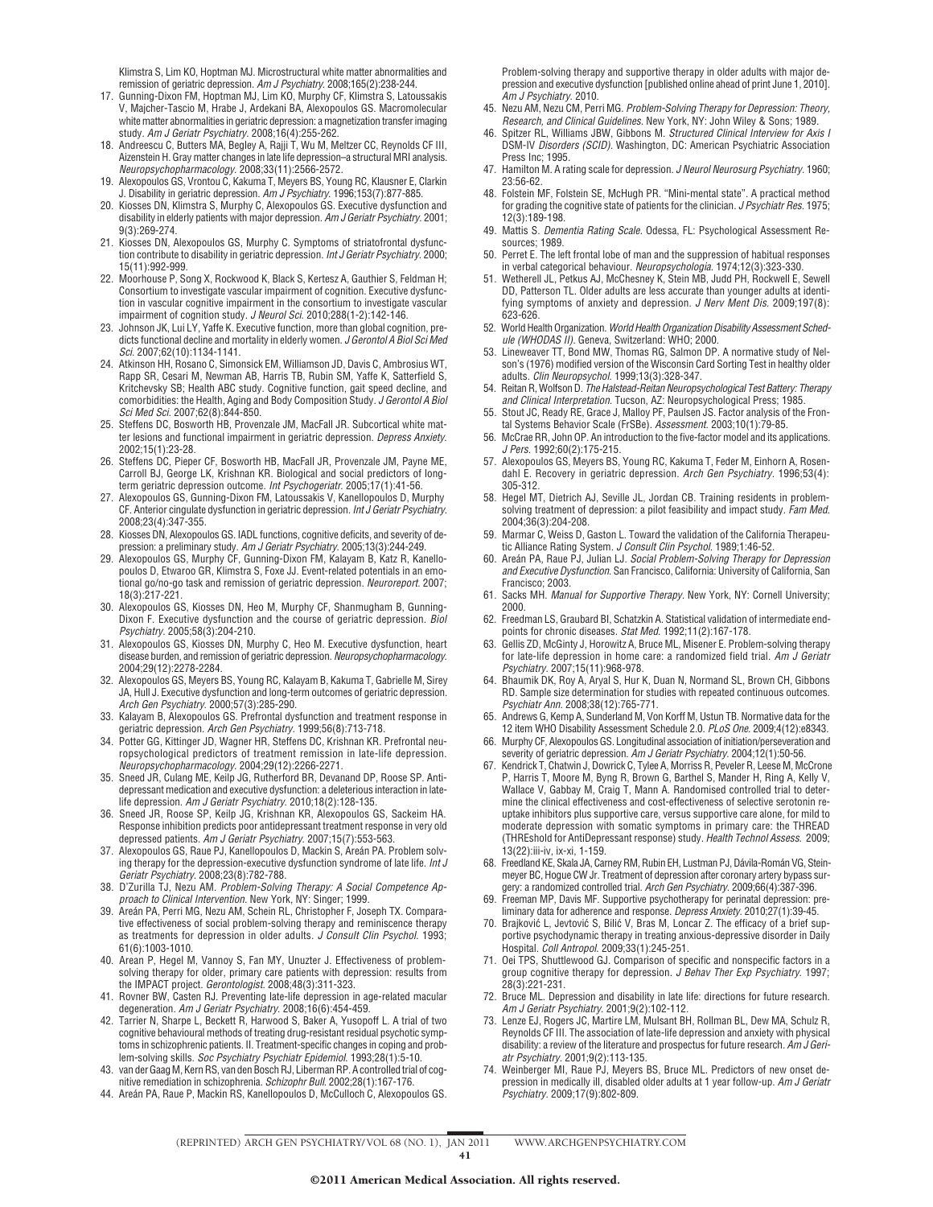Klimstra S, Lim KO, Hoptman MJ. Microstructural white matter abnormalities and remission of geriatric depression. *Am J Psychiatry*. 2008;165(2):238-244.

17. Gunning-Dixon FM, Hoptman MJ, Lim KO, Murphy CF, Klimstra S, Latoussakis V, Majcher-Tascio M, Hrabe J, Ardekani BA, Alexopoulos GS. Macromolecular white matter abnormalities in geriatric depression: a magnetization transfer imaging study. *Am J Geriatr Psychiatry*. 2008;16(4):255-262.
18. Andreescu C, Butters MA, Begley A, Rajji T, Wu M, Meltzer CC, Reynolds CF III, Aizenstein H. Gray matter changes in late life depression–a structural MRI analysis. *Neuropsychopharmacology*. 2008;33(11):2566-2572.
19. Alexopoulos GS, Vrontou C, Kakuma T, Meyers BS, Young RC, Klausner E, Clarkin J. Disability in geriatric depression. *Am J Psychiatry*. 1996;153(7):877-885.
20. Kiosses DN, Klimstra S, Murphy C, Alexopoulos GS. Executive dysfunction and disability in elderly patients with major depression. *Am J Geriatr Psychiatry*. 2001; 9(3):269-274.
21. Kiosses DN, Alexopoulos GS, Murphy C. Symptoms of striatofrontal dysfunction contribute to disability in geriatric depression. *Int J Geriatr Psychiatry*. 2000; 15(11):992-999.
22. Moorhouse P, Song X, Rockwood K, Black S, Kertesz A, Gauthier S, Feldman H; Consortium to investigate vascular impairment of cognition. Executive dysfunction in vascular cognitive impairment in the consortium to investigate vascular impairment of cognition study. *J Neurol Sci*. 2010;288(1-2):142-146.
23. Johnson JK, Lui LY, Yaffe K. Executive function, more than global cognition, predicts functional decline and mortality in elderly women. *J Gerontol A Biol Sci Med Sci*. 2007;62(10):1134-1141.
24. Atkinson HH, Rosano C, Simonsick EM, Williamson JD, Davis C, Ambrosius WT, Rapp SR, Cesari M, Newman AB, Harris TB, Rubin SM, Yaffe K, Satterfield S, Kritchevsky SB; Health ABC study. Cognitive function, gait speed decline, and comorbidities: the Health, Aging and Body Composition Study. *J Gerontol A Biol Sci Med Sci*. 2007;62(8):844-850.
25. Steffens DC, Bosworth HB, Provenzale JM, MacFall JR. Subcortical white matter lesions and functional impairment in geriatric depression. *Depress Anxiety*. 2002;15(1):23-28.
26. Steffens DC, Pieper CF, Bosworth HB, MacFall JR, Provenzale JM, Payne ME, Carroll BJ, George LK, Krishnan KR. Biological and social predictors of long-term geriatric depression outcome. *Int Psychogeriatr*. 2005;17(1):41-56.
27. Alexopoulos GS, Gunning-Dixon FM, Latoussakis V, Kanellopoulos D, Murphy CF. Anterior cingulate dysfunction in geriatric depression. *Int J Geriatr Psychiatry*. 2008;23(4):347-355.
28. Kiosses DN, Alexopoulos GS. IADL functions, cognitive deficits, and severity of depression: a preliminary study. *Am J Geriatr Psychiatry*. 2005;13(3):244-249.
29. Alexopoulos GS, Murphy CF, Gunning-Dixon FM, Kalayam B, Katz R, Kanellopoulos D, Etwaroo GR, Klimstra S, Foxe JJ. Event-related potentials in an emotional go/no-go task and remission of geriatric depression. *Neuroreport*. 2007; 18(3):217-221.
30. Alexopoulos GS, Kiosses DN, Heo M, Murphy CF, Shanmugham B, Gunning-Dixon F. Executive dysfunction and the course of geriatric depression. *Biol Psychiatry*. 2005;58(3):204-210.
31. Alexopoulos GS, Kiosses DN, Murphy C, Heo M. Executive dysfunction, heart disease burden, and remission of geriatric depression. *Neuropsychopharmacology*. 2004;29(12):2278-2284.
32. Alexopoulos GS, Meyers BS, Young RC, Kalayam B, Kakuma T, Gabrielle M, Sirey JA, Hull J. Executive dysfunction and long-term outcomes of geriatric depression. *Arch Gen Psychiatry*. 2000;57(3):285-290.
33. Kalayam B, Alexopoulos GS. Prefrontal dysfunction and treatment response in geriatric depression. *Arch Gen Psychiatry*. 1999;56(8):713-718.
34. Potter GG, Kittinger JD, Wagner HR, Steffens DC, Krishnan KR. Prefrontal neuropsychological predictors of treatment remission in late-life depression. *Neuropsychopharmacology*. 2004;29(12):2266-2271.
35. Sneed JR, Culang ME, Keilp JG, Rutherford BR, Devanand DP, Roose SP. Antidepressant medication and executive dysfunction: a deleterious interaction in late-life depression. *Am J Geriatr Psychiatry*. 2010;18(2):128-135.
36. Sneed JR, Roose SP, Keilp JG, Krishnan KR, Alexopoulos GS, Sackeim HA. Response inhibition predicts poor antidepressant treatment response in very old depressed patients. *Am J Geriatr Psychiatry*. 2007;15(7):553-563.
37. Alexopoulos GS, Raue PJ, Kanellopoulos D, Mackin S, Areán PA. Problem solving therapy for the depression-executive dysfunction syndrome of late life. *Int J Geriatr Psychiatry*. 2008;23(8):782-788.
38. D'Zurilla TJ, Nezu AM. *Problem-Solving Therapy: A Social Competence Approach to Clinical Intervention*. New York, NY: Singer; 1999.
39. Areán PA, Perri MG, Nezu AM, Schein RL, Christopher F, Joseph TX. Comparative effectiveness of social problem-solving therapy and reminiscence therapy as treatments for depression in older adults. *J Consult Clin Psychol*. 1993; 61(6):1003-1010.
40. Arean P, Hegel M, Vannoy S, Fan MY, Unuzter J. Effectiveness of problem-solving therapy for older, primary care patients with depression: results from the IMPACT project. *Gerontologist*. 2008;48(3):311-323.
41. Rovner BW, Casten RJ. Preventing late-life depression in age-related macular degeneration. *Am J Geriatr Psychiatry*. 2008;16(6):454-459.
42. Tarrier N, Sharpe L, Beckett R, Harwood S, Baker A, Yusopoff L. A trial of two cognitive behavioural methods of treating drug-resistant residual psychotic symptoms in schizophrenic patients. II. Treatment-specific changes in coping and problem-solving skills. *Soc Psychiatry Psychiatr Epidemiol*. 1993;28(1):5-10.
43. van der Gaag M, Kern RS, van den Bosch RJ, Liberman RP. A controlled trial of cognitive remediation in schizophrenia. *Schizophr Bull*. 2002;28(1):167-176.
44. Areán PA, Raue P, Mackin RS, Kanellopoulos D, McCulloch C, Alexopoulos GS. Problem-solving therapy and supportive therapy in older adults with major depression and executive dysfunction [published online ahead of print June 1, 2010]. *Am J Psychiatry*. 2010.
45. Nezu AM, Nezu CM, Perri MG. *Problem-Solving Therapy for Depression: Theory, Research, and Clinical Guidelines*. New York, NY: John Wiley & Sons; 1989.
46. Spitzer RL, Williams JBW, Gibbons M. *Structured Clinical Interview for Axis I DSM-IV Disorders (SCID)*. Washington, DC: American Psychiatric Association Press Inc; 1995.
47. Hamilton M. A rating scale for depression. *J Neurol Neurosurg Psychiatry*. 1960; 23:56-62.
48. Folstein MF, Folstein SE, McHugh PR. "Mini-mental state". A practical method for grading the cognitive state of patients for the clinician. *J Psychiatr Res*. 1975; 12(3):189-198.
49. Mattis S. *Dementia Rating Scale*. Odessa, FL: Psychological Assessment Resources; 1989.
50. Perret E. The left frontal lobe of man and the suppression of habitual responses in verbal categorical behaviour. *Neuropsychologia*. 1974;12(3):323-330.
51. Wetherell JL, Petkus AJ, McChesney K, Stein MB, Judd PH, Rockwell E, Sewell DD, Patterson TL. Older adults are less accurate than younger adults at identifying symptoms of anxiety and depression. *J Nerv Ment Dis*. 2009;197(8): 623-626.
52. World Health Organization. *World Health Organization Disability Assessment Schedule (WHODAS II)*. Geneva, Switzerland: WHO; 2000.
53. Lineweaver TT, Bond MW, Thomas RG, Salmon DP. A normative study of Nelson's (1976) modified version of the Wisconsin Card Sorting Test in healthy older adults. *Clin Neuropsychol*. 1999;13(3):328-347.
54. Reitan R, Wolfson D. *The Halstead-Reitan Neuropsychological Test Battery: Therapy and Clinical Interpretation*. Tucson, AZ: Neuropsychological Press; 1985.
55. Stout JC, Ready RE, Grace J, Malloy PF, Paulsen JS. Factor analysis of the Frontal Systems Behavior Scale (FrSBe). *Assessment*. 2003;10(1):79-85.
56. McCrae RR, John OP. An introduction to the five-factor model and its applications. *J Pers*. 1992;60(2):175-215.
57. Alexopoulos GS, Meyers BS, Young RC, Kakuma T, Feder M, Einhorn A, Rosendahl E. Recovery in geriatric depression. *Arch Gen Psychiatry*. 1996;53(4): 305-312.
58. Hegel MT, Dietrich AJ, Seville JL, Jordan CB. Training residents in problem-solving treatment of depression: a pilot feasibility and impact study. *Fam Med*. 2004;36(3):204-208.
59. Marmar C, Weiss D, Gaston L. Toward the validation of the California Therapeutic Alliance Rating System. *J Consult Clin Psychol*. 1989;1:46-52.
60. Areán PA, Raue PJ, Julian LJ. *Social Problem-Solving Therapy for Depression and Executive Dysfunction*. San Francisco, California: University of California, San Francisco; 2003.
61. Sacks MH. *Manual for Supportive Therapy*. New York, NY: Cornell University; 2000.
62. Freedman LS, Graubard BI, Schatzkin A. Statistical validation of intermediate endpoints for chronic diseases. *Stat Med*. 1992;11(2):167-178.
63. Gellis ZD, McGinty J, Horowitz A, Bruce ML, Misener E. Problem-solving therapy for late-life depression in home care: a randomized field trial. *Am J Geriatr Psychiatry*. 2007;15(11):968-978.
64. Bhaumik DK, Roy A, Aryal S, Hur K, Duan N, Normand SL, Brown CH, Gibbons RD. Sample size determination for studies with repeated continuous outcomes. *Psychiatr Ann*. 2008;38(12):765-771.
65. Andrews G, Kemp A, Sunderland M, Von Korff M, Ustun TB. Normative data for the 12 item WHO Disability Assessment Schedule 2.0. *PLoS One*. 2009;4(12):e8343.
66. Murphy CF, Alexopoulos GS. Longitudinal association of initiation/perseveration and severity of geriatric depression. *Am J Geriatr Psychiatry*. 2004;12(1):50-56.
67. Kendrick T, Chatwin J, Dowrick C, Tylee A, Morriss R, Peveler R, Leese M, McCrone P, Harris T, Moore M, Byng R, Brown G, Barthel S, Mander H, Ring A, Kelly V, Wallace V, Gabbay M, Craig T, Mann A. Randomised controlled trial to determine the clinical effectiveness and cost-effectiveness of selective serotonin reuptake inhibitors plus supportive care, versus supportive care alone, for mild to moderate depression with somatic symptoms in primary care: the THREAD (THREshold for AntiDepressant response) study. *Health Technol Assess*. 2009; 13(22):iii-iv, ix-xi, 1-159.
68. Freedland KE, Skala JA, Carney RM, Rubin EH, Lustman PJ, Dávila-Román VG, Steinmeyer BC, Hogue CW Jr. Treatment of depression after coronary artery bypass surgery: a randomized controlled trial. *Arch Gen Psychiatry*. 2009;66(4):387-396.
69. Freeman MP, Davis MF. Supportive psychotherapy for perinatal depression: preliminary data for adherence and response. *Depress Anxiety*. 2010;27(1):39-45.
70. Brajković L, Jevtović S, Bilić V, Bras M, Loncar Z. The efficacy of a brief supportive psychodynamic therapy in treating anxious-depressive disorder in Daily Hospital. *Coll Antropol*. 2009;33(1):245-251.
71. Oei TPS, Shuttlewood GJ. Comparison of specific and nonspecific factors in a group cognitive therapy for depression. *J Behav Ther Exp Psychiatry*. 1997; 28(3):221-231.
72. Bruce ML. Depression and disability in late life: directions for future research. *Am J Geriatr Psychiatry*. 2001;9(2):102-112.
73. Lenze EJ, Rogers JC, Martire LM, Mulsant BH, Rollman BL, Dew MA, Schulz R, Reynolds CF III. The association of late-life depression and anxiety with physical disability: a review of the literature and prospectus for future research. *Am J Geriatr Psychiatry*. 2001;9(2):113-135.
74. Weinberger MI, Raue PJ, Meyers BS, Bruce ML. Predictors of new onset depression in medically ill, disabled older adults at 1 year follow-up. *Am J Geriatr Psychiatry*. 2009;17(9):802-809.

©2011 American Medical Association. All rights reserved.